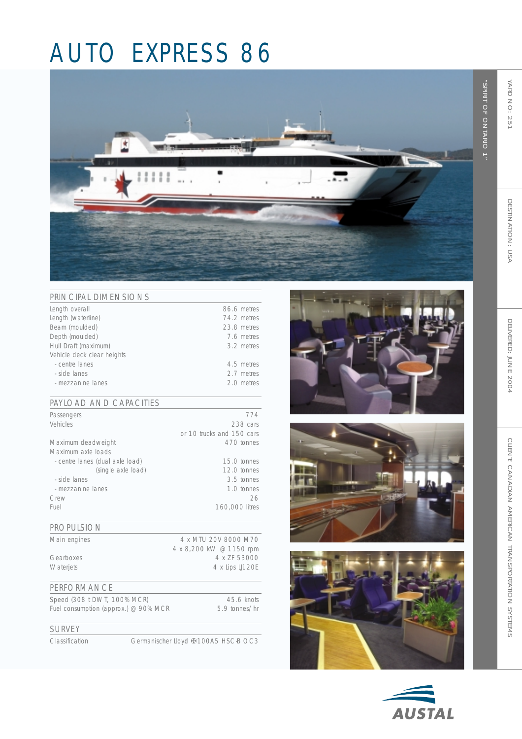# AUTO EXPRESS 86

"SPIRIT OF ONTARIO 1"

YARD NO: 251

DESTINATION: USA

DELIVERED: JUNE 2004

CLIENT: CANADIAN AMERICAN TRANSPORTATION SYSTEMS

## PRINCIPAL DIMENSIONS

| | |
|---|---|
| Length overall | 86.6 metres |
| Length (waterline) | 74.2 metres |
| Beam (moulded) | 23.8 metres |
| Depth (moulded) | 7.6 metres |
| Hull Draft (maximum) | 3.2 metres |
| Vehicle deck clear heights | |
| - centre lanes | 4.5 metres |
| - side lanes | 2.7 metres |
| - mezzanine lanes | 2.0 metres |

## PAYLOAD AND CAPACITIES

| | |
|---|---|
| Passengers | 774 |
| Vehicles | 238 cars |
| | or 10 trucks and 150 cars |
| Maximum deadweight | 470 tonnes |
| Maximum axle loads | |
| - centre lanes (dual axle load) | 15.0 tonnes |
| (single axle load) | 12.0 tonnes |
| - side lanes | 3.5 tonnes |
| - mezzanine lanes | 1.0 tonnes |
| Crew | 26 |
| Fuel | 160,000 litres |

## PROPULSION

| | |
|---|---|
| Main engines | 4 x MTU 20V 8000 M70 |
| | 4 x 8,200 kW @ 1150 rpm |
| Gearboxes | 4 x ZF 53000 |
| Waterjets | 4 x Lips LJ120E |

## PERFORMANCE

| | |
|---|---|
| Speed (308 t DWT, 100% MCR) | 45.6 knots |
| Fuel consumption (approx.) @ 90% MCR | 5.9 tonnes/hr |

## SURVEY

| | |
|---|---|
| Classification | Germanischer Lloyd ✠100A5 HSC-B OC3 |

AUSTAL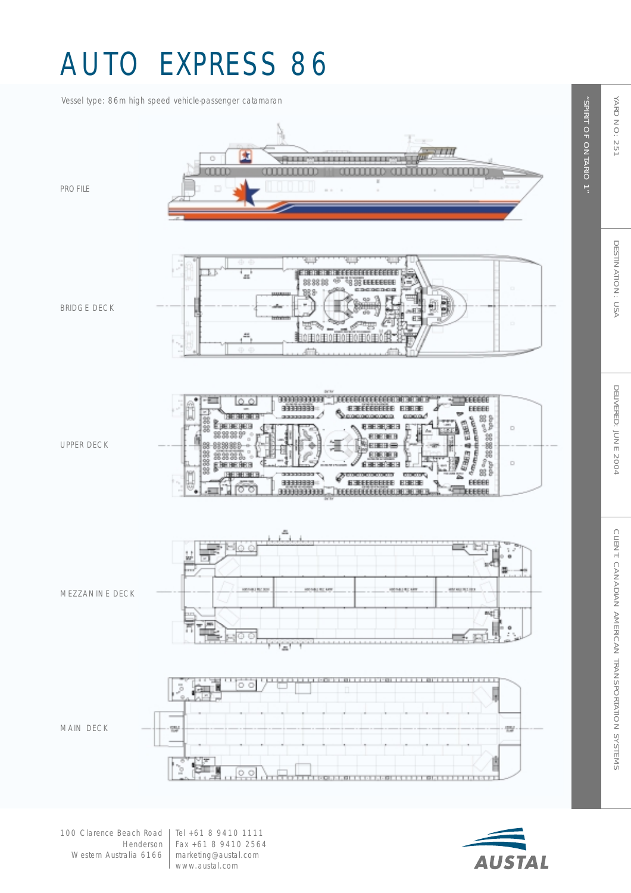# AUTO EXPRESS 86

Vessel type: 86m high speed vehicle-passenger catamaran

PROFILE

BRIDGE DECK

UPPER DECK

MEZZANINE DECK

MAIN DECK

"SPIRIT OF ONTARIO 1"

YARD NO: 251

DESTINATION: USA

DELIVERED: JUNE 2004

CLIENT: CANADIAN AMERICAN TRANSPORTATION SYSTEMS

100 Clarence Beach Road
Henderson
Western Australia 6166

Tel +61 8 9410 1111
Fax +61 8 9410 2564
marketing@austal.com
www.austal.com

AUSTAL